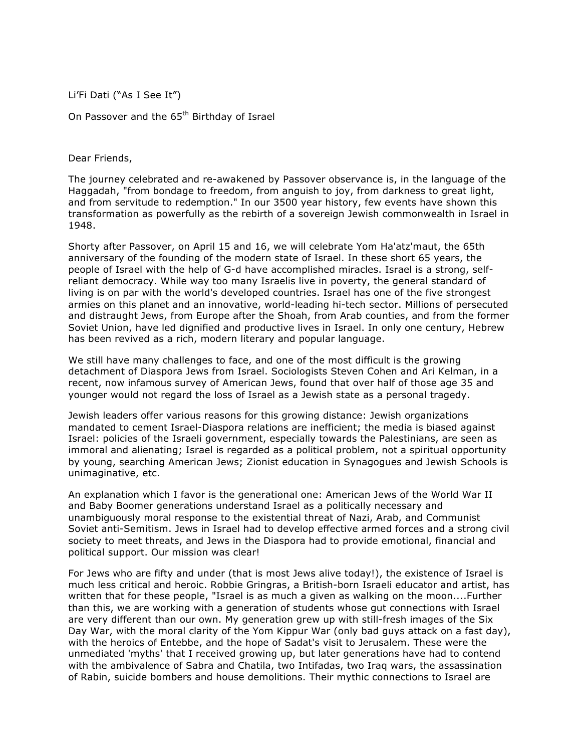Li'Fi Dati ("As I See It")

On Passover and the 65th Birthday of Israel

Dear Friends,

The journey celebrated and re-awakened by Passover observance is, in the language of the Haggadah, "from bondage to freedom, from anguish to joy, from darkness to great light, and from servitude to redemption." In our 3500 year history, few events have shown this transformation as powerfully as the rebirth of a sovereign Jewish commonwealth in Israel in 1948.

Shorty after Passover, on April 15 and 16, we will celebrate Yom Ha'atz'maut, the 65th anniversary of the founding of the modern state of Israel. In these short 65 years, the people of Israel with the help of G-d have accomplished miracles. Israel is a strong, self-reliant democracy. While way too many Israelis live in poverty, the general standard of living is on par with the world's developed countries. Israel has one of the five strongest armies on this planet and an innovative, world-leading hi-tech sector. Millions of persecuted and distraught Jews, from Europe after the Shoah, from Arab counties, and from the former Soviet Union, have led dignified and productive lives in Israel. In only one century, Hebrew has been revived as a rich, modern literary and popular language.

We still have many challenges to face, and one of the most difficult is the growing detachment of Diaspora Jews from Israel. Sociologists Steven Cohen and Ari Kelman, in a recent, now infamous survey of American Jews, found that over half of those age 35 and younger would not regard the loss of Israel as a Jewish state as a personal tragedy.

Jewish leaders offer various reasons for this growing distance: Jewish organizations mandated to cement Israel-Diaspora relations are inefficient; the media is biased against Israel: policies of the Israeli government, especially towards the Palestinians, are seen as immoral and alienating; Israel is regarded as a political problem, not a spiritual opportunity by young, searching American Jews; Zionist education in Synagogues and Jewish Schools is unimaginative, etc.

An explanation which I favor is the generational one: American Jews of the World War II and Baby Boomer generations understand Israel as a politically necessary and unambiguously moral response to the existential threat of Nazi, Arab, and Communist Soviet anti-Semitism. Jews in Israel had to develop effective armed forces and a strong civil society to meet threats, and Jews in the Diaspora had to provide emotional, financial and political support. Our mission was clear!

For Jews who are fifty and under (that is most Jews alive today!), the existence of Israel is much less critical and heroic. Robbie Gringras, a British-born Israeli educator and artist, has written that for these people, "Israel is as much a given as walking on the moon....Further than this, we are working with a generation of students whose gut connections with Israel are very different than our own. My generation grew up with still-fresh images of the Six Day War, with the moral clarity of the Yom Kippur War (only bad guys attack on a fast day), with the heroics of Entebbe, and the hope of Sadat's visit to Jerusalem. These were the unmediated 'myths' that I received growing up, but later generations have had to contend with the ambivalence of Sabra and Chatila, two Intifadas, two Iraq wars, the assassination of Rabin, suicide bombers and house demolitions. Their mythic connections to Israel are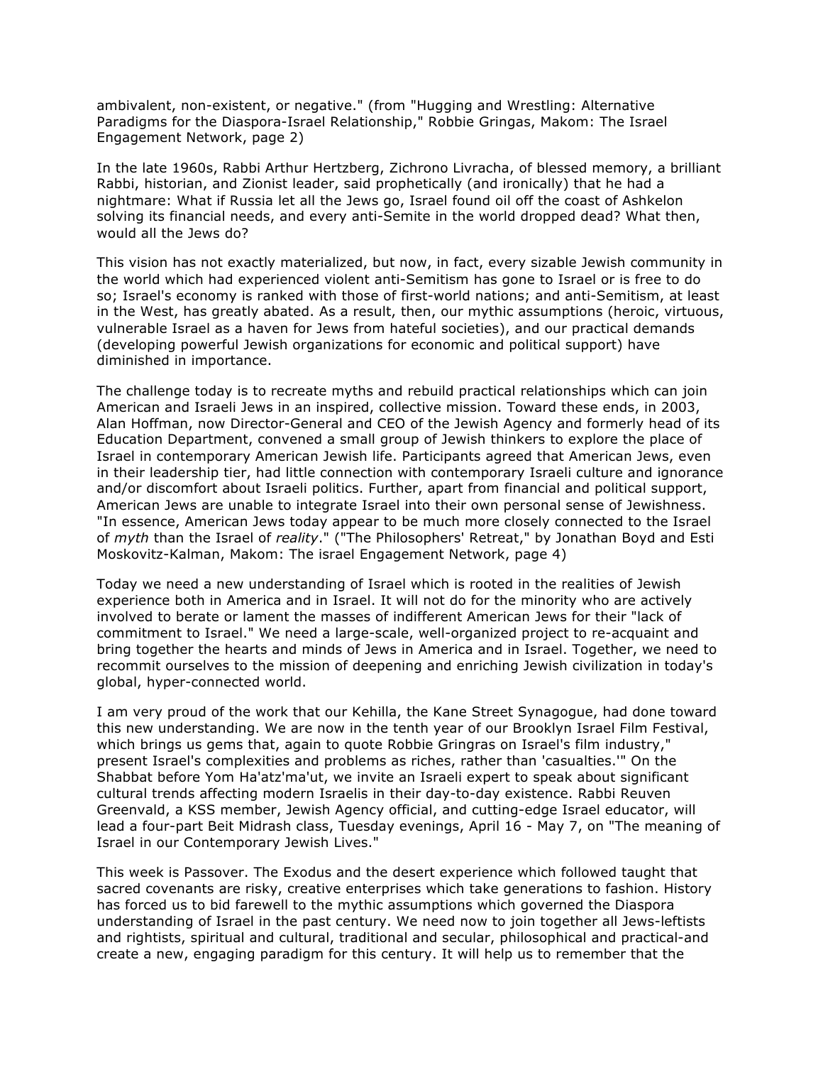ambivalent, non-existent, or negative." (from "Hugging and Wrestling: Alternative Paradigms for the Diaspora-Israel Relationship," Robbie Gringas, Makom: The Israel Engagement Network, page 2)

In the late 1960s, Rabbi Arthur Hertzberg, Zichrono Livracha, of blessed memory, a brilliant Rabbi, historian, and Zionist leader, said prophetically (and ironically) that he had a nightmare: What if Russia let all the Jews go, Israel found oil off the coast of Ashkelon solving its financial needs, and every anti-Semite in the world dropped dead? What then, would all the Jews do?

This vision has not exactly materialized, but now, in fact, every sizable Jewish community in the world which had experienced violent anti-Semitism has gone to Israel or is free to do so; Israel's economy is ranked with those of first-world nations; and anti-Semitism, at least in the West, has greatly abated. As a result, then, our mythic assumptions (heroic, virtuous, vulnerable Israel as a haven for Jews from hateful societies), and our practical demands (developing powerful Jewish organizations for economic and political support) have diminished in importance.

The challenge today is to recreate myths and rebuild practical relationships which can join American and Israeli Jews in an inspired, collective mission. Toward these ends, in 2003, Alan Hoffman, now Director-General and CEO of the Jewish Agency and formerly head of its Education Department, convened a small group of Jewish thinkers to explore the place of Israel in contemporary American Jewish life. Participants agreed that American Jews, even in their leadership tier, had little connection with contemporary Israeli culture and ignorance and/or discomfort about Israeli politics. Further, apart from financial and political support, American Jews are unable to integrate Israel into their own personal sense of Jewishness. "In essence, American Jews today appear to be much more closely connected to the Israel of *myth* than the Israel of *reality*." ("The Philosophers' Retreat," by Jonathan Boyd and Esti Moskovitz-Kalman, Makom: The israel Engagement Network, page 4)

Today we need a new understanding of Israel which is rooted in the realities of Jewish experience both in America and in Israel. It will not do for the minority who are actively involved to berate or lament the masses of indifferent American Jews for their "lack of commitment to Israel." We need a large-scale, well-organized project to re-acquaint and bring together the hearts and minds of Jews in America and in Israel. Together, we need to recommit ourselves to the mission of deepening and enriching Jewish civilization in today's global, hyper-connected world.

I am very proud of the work that our Kehilla, the Kane Street Synagogue, had done toward this new understanding. We are now in the tenth year of our Brooklyn Israel Film Festival, which brings us gems that, again to quote Robbie Gringras on Israel's film industry," present Israel's complexities and problems as riches, rather than 'casualties.'" On the Shabbat before Yom Ha'atz'ma'ut, we invite an Israeli expert to speak about significant cultural trends affecting modern Israelis in their day-to-day existence. Rabbi Reuven Greenvald, a KSS member, Jewish Agency official, and cutting-edge Israel educator, will lead a four-part Beit Midrash class, Tuesday evenings, April 16 - May 7, on "The meaning of Israel in our Contemporary Jewish Lives."

This week is Passover. The Exodus and the desert experience which followed taught that sacred covenants are risky, creative enterprises which take generations to fashion. History has forced us to bid farewell to the mythic assumptions which governed the Diaspora understanding of Israel in the past century. We need now to join together all Jews-leftists and rightists, spiritual and cultural, traditional and secular, philosophical and practical-and create a new, engaging paradigm for this century. It will help us to remember that the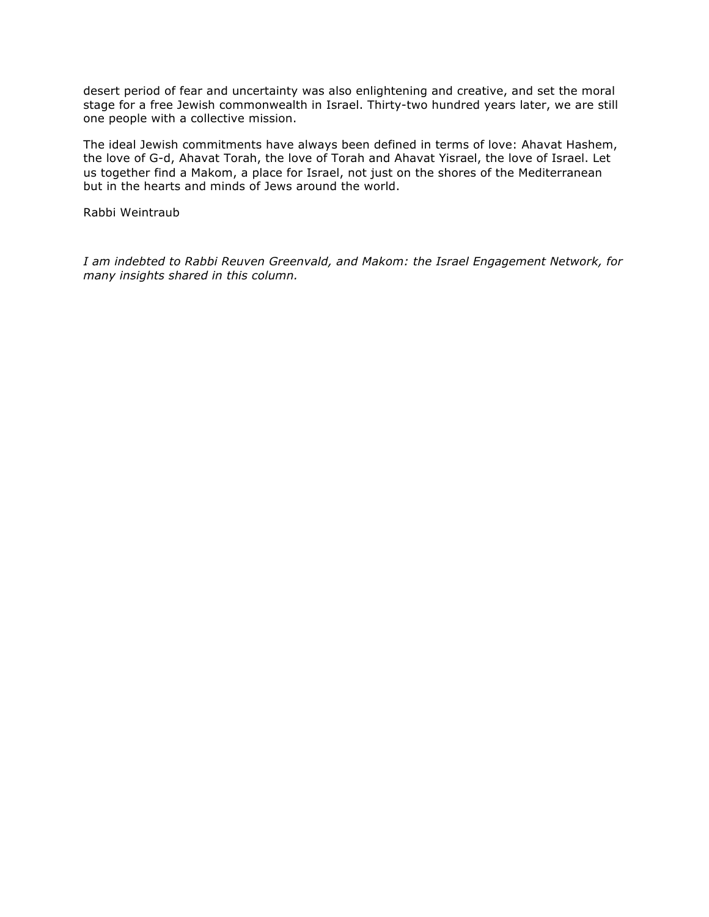desert period of fear and uncertainty was also enlightening and creative, and set the moral stage for a free Jewish commonwealth in Israel. Thirty-two hundred years later, we are still one people with a collective mission.

The ideal Jewish commitments have always been defined in terms of love: Ahavat Hashem, the love of G-d, Ahavat Torah, the love of Torah and Ahavat Yisrael, the love of Israel. Let us together find a Makom, a place for Israel, not just on the shores of the Mediterranean but in the hearts and minds of Jews around the world.

Rabbi Weintraub

*I am indebted to Rabbi Reuven Greenvald, and Makom: the Israel Engagement Network, for many insights shared in this column.*